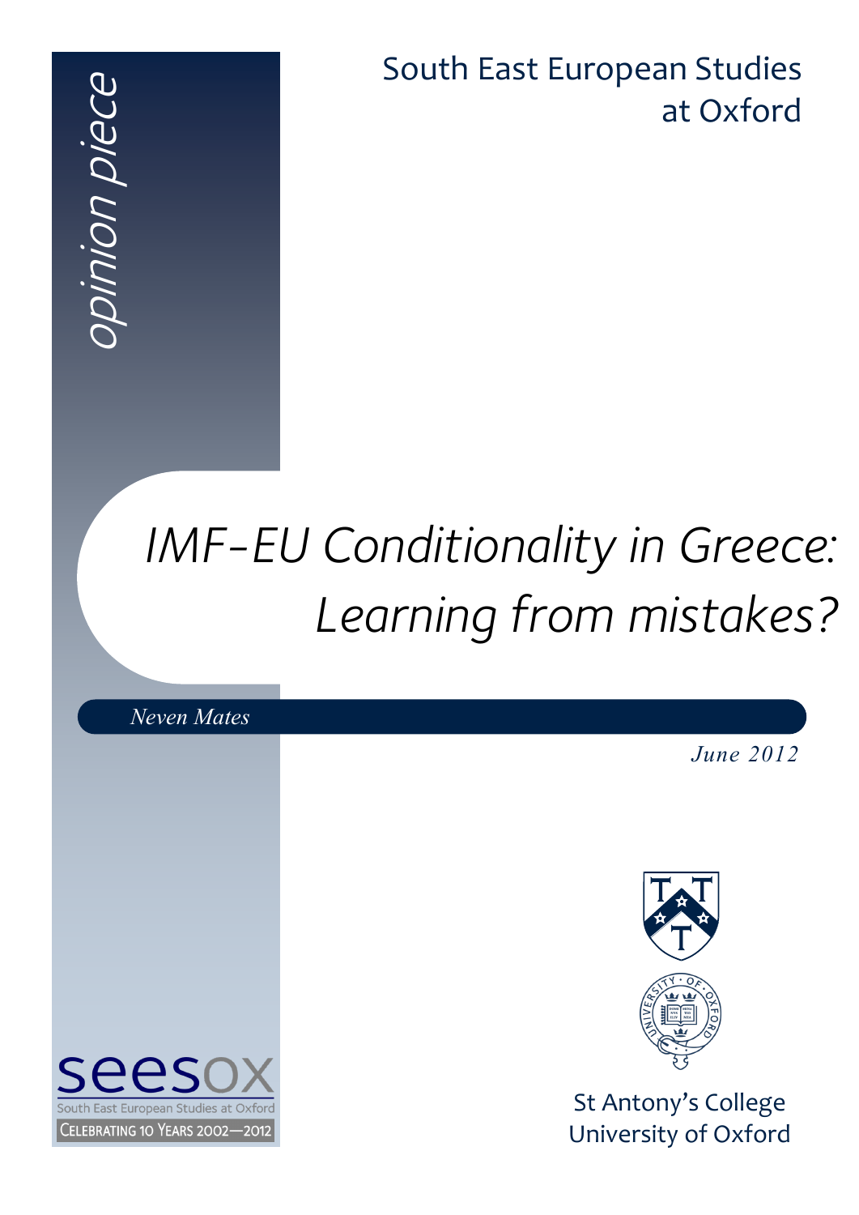*opinion piece*

South East European Studies at Oxford

# *IMF-EU Conditionality in Greece: Learning from mistakes?*

*Neven Mates*

*June 2012*

seesox

South East European Studies at Oxford

CELEBRATING 10 YEARS 2002—2012

St Antony's College
University of Oxford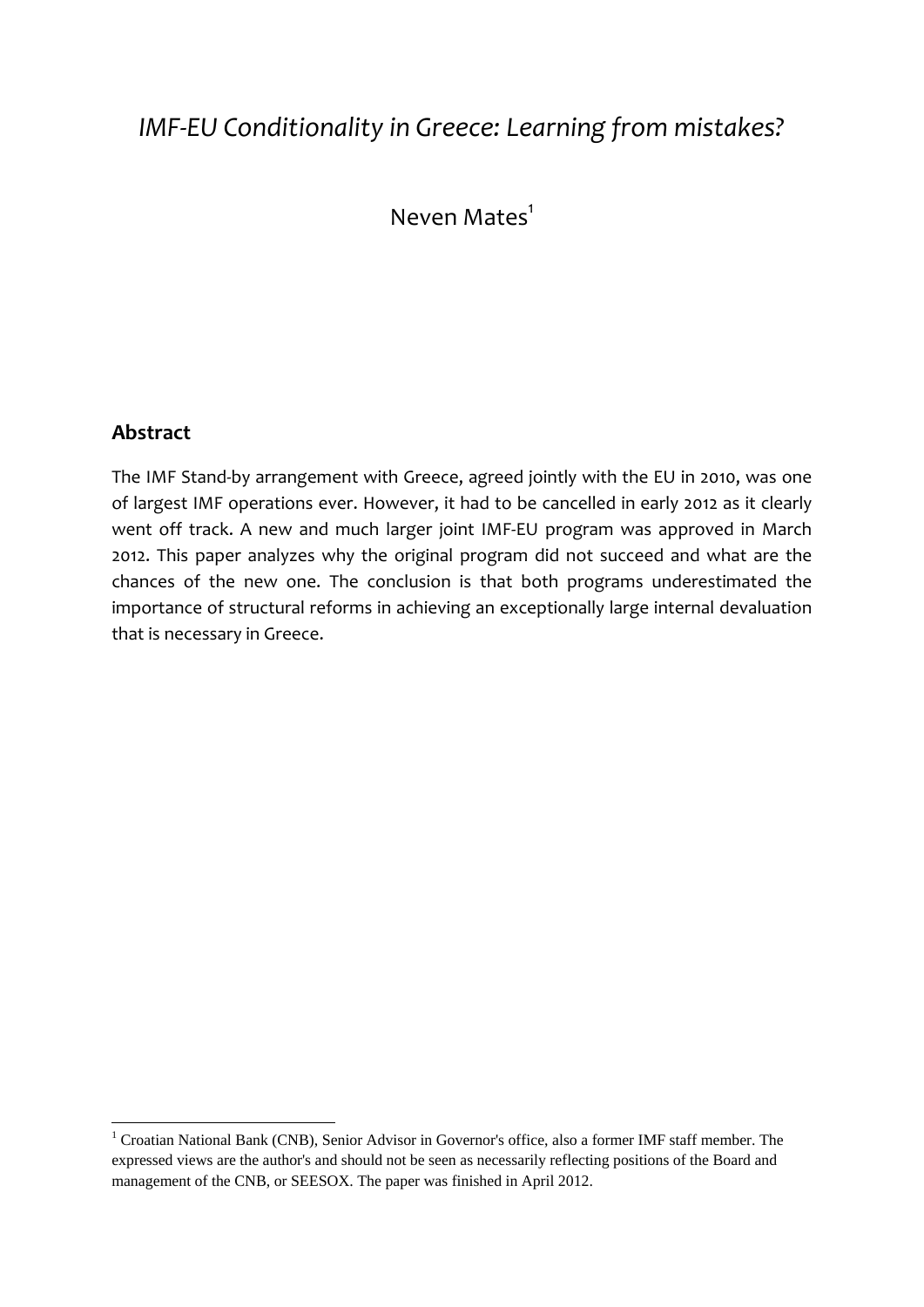# *IMF-EU Conditionality in Greece: Learning from mistakes?*

Neven Mates[1]

## Abstract

The IMF Stand-by arrangement with Greece, agreed jointly with the EU in 2010, was one of largest IMF operations ever. However, it had to be cancelled in early 2012 as it clearly went off track. A new and much larger joint IMF-EU program was approved in March 2012. This paper analyzes why the original program did not succeed and what are the chances of the new one. The conclusion is that both programs underestimated the importance of structural reforms in achieving an exceptionally large internal devaluation that is necessary in Greece.

---

[1] Croatian National Bank (CNB), Senior Advisor in Governor's office, also a former IMF staff member. The expressed views are the author's and should not be seen as necessarily reflecting positions of the Board and management of the CNB, or SEESOX. The paper was finished in April 2012.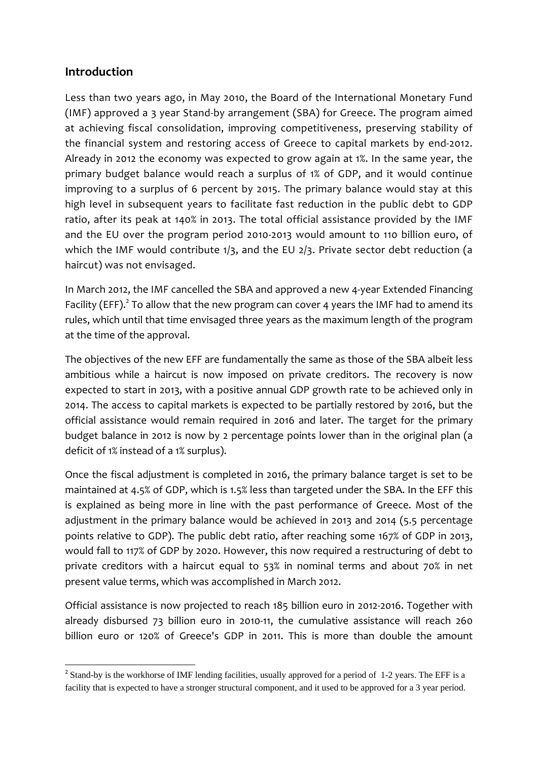## Introduction

Less than two years ago, in May 2010, the Board of the International Monetary Fund (IMF) approved a 3 year Stand-by arrangement (SBA) for Greece. The program aimed at achieving fiscal consolidation, improving competitiveness, preserving stability of the financial system and restoring access of Greece to capital markets by end-2012. Already in 2012 the economy was expected to grow again at 1%. In the same year, the primary budget balance would reach a surplus of 1% of GDP, and it would continue improving to a surplus of 6 percent by 2015. The primary balance would stay at this high level in subsequent years to facilitate fast reduction in the public debt to GDP ratio, after its peak at 140% in 2013. The total official assistance provided by the IMF and the EU over the program period 2010-2013 would amount to 110 billion euro, of which the IMF would contribute 1/3, and the EU 2/3. Private sector debt reduction (a haircut) was not envisaged.

In March 2012, the IMF cancelled the SBA and approved a new 4-year Extended Financing Facility (EFF).[2] To allow that the new program can cover 4 years the IMF had to amend its rules, which until that time envisaged three years as the maximum length of the program at the time of the approval.

The objectives of the new EFF are fundamentally the same as those of the SBA albeit less ambitious while a haircut is now imposed on private creditors. The recovery is now expected to start in 2013, with a positive annual GDP growth rate to be achieved only in 2014. The access to capital markets is expected to be partially restored by 2016, but the official assistance would remain required in 2016 and later. The target for the primary budget balance in 2012 is now by 2 percentage points lower than in the original plan (a deficit of 1% instead of a 1% surplus).

Once the fiscal adjustment is completed in 2016, the primary balance target is set to be maintained at 4.5% of GDP, which is 1.5% less than targeted under the SBA. In the EFF this is explained as being more in line with the past performance of Greece. Most of the adjustment in the primary balance would be achieved in 2013 and 2014 (5.5 percentage points relative to GDP). The public debt ratio, after reaching some 167% of GDP in 2013, would fall to 117% of GDP by 2020. However, this now required a restructuring of debt to private creditors with a haircut equal to 53% in nominal terms and about 70% in net present value terms, which was accomplished in March 2012.

Official assistance is now projected to reach 185 billion euro in 2012-2016. Together with already disbursed 73 billion euro in 2010-11, the cumulative assistance will reach 260 billion euro or 120% of Greece's GDP in 2011. This is more than double the amount

[2] Stand-by is the workhorse of IMF lending facilities, usually approved for a period of 1-2 years. The EFF is a facility that is expected to have a stronger structural component, and it used to be approved for a 3 year period.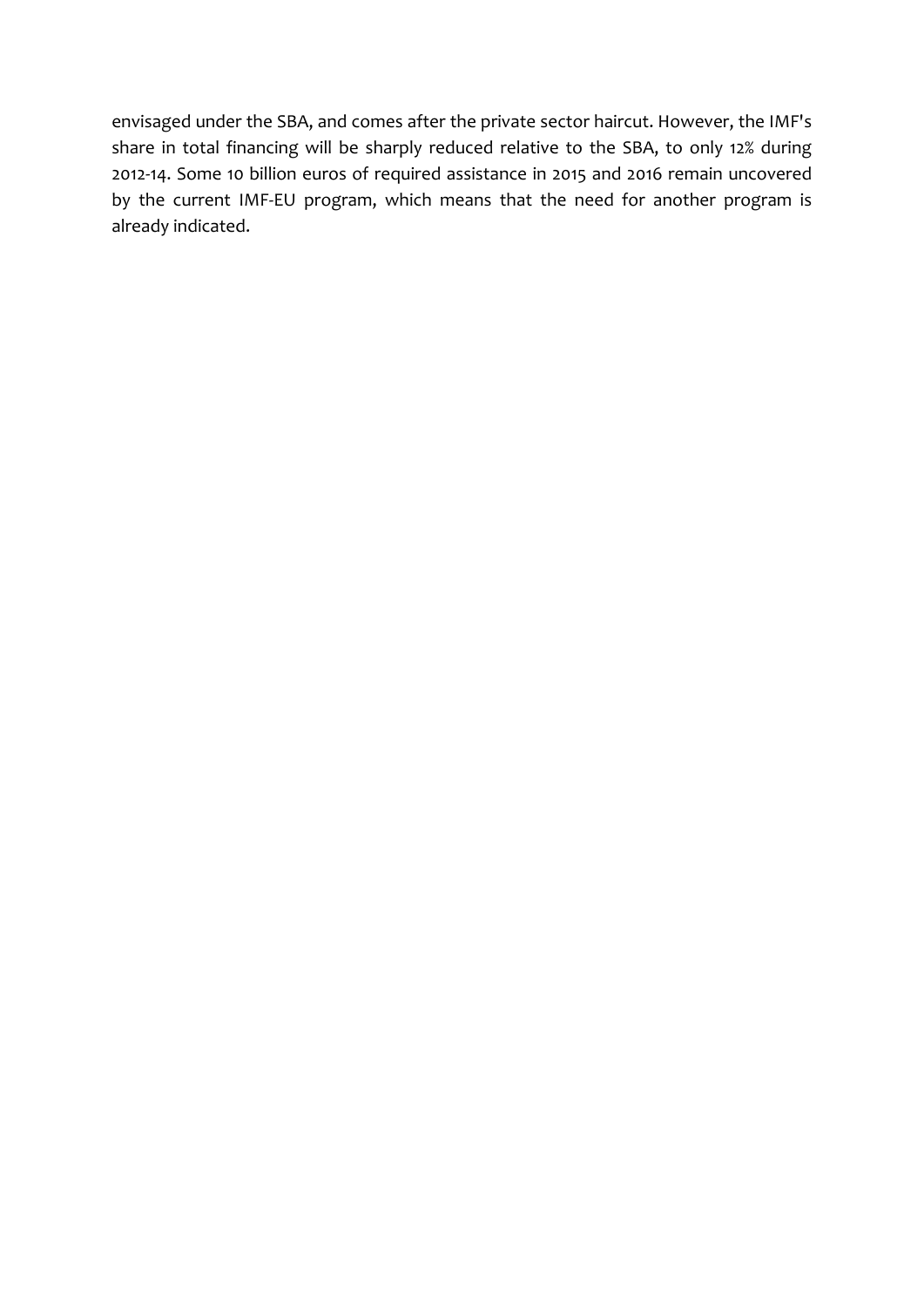envisaged under the SBA, and comes after the private sector haircut. However, the IMF's share in total financing will be sharply reduced relative to the SBA, to only 12% during 2012-14. Some 10 billion euros of required assistance in 2015 and 2016 remain uncovered by the current IMF-EU program, which means that the need for another program is already indicated.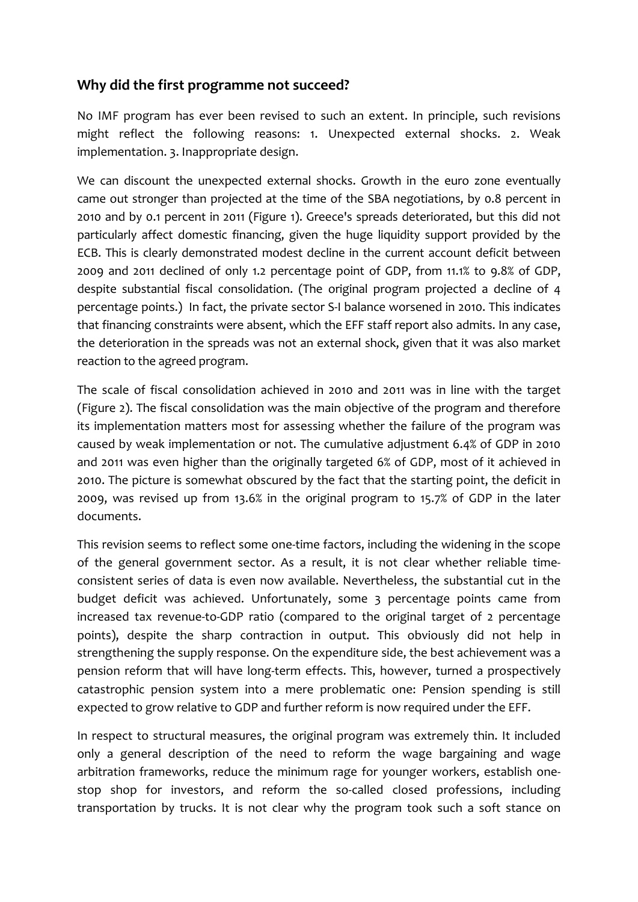## Why did the first programme not succeed?

No IMF program has ever been revised to such an extent. In principle, such revisions might reflect the following reasons: 1. Unexpected external shocks. 2. Weak implementation. 3. Inappropriate design.

We can discount the unexpected external shocks. Growth in the euro zone eventually came out stronger than projected at the time of the SBA negotiations, by 0.8 percent in 2010 and by 0.1 percent in 2011 (Figure 1). Greece's spreads deteriorated, but this did not particularly affect domestic financing, given the huge liquidity support provided by the ECB. This is clearly demonstrated modest decline in the current account deficit between 2009 and 2011 declined of only 1.2 percentage point of GDP, from 11.1% to 9.8% of GDP, despite substantial fiscal consolidation. (The original program projected a decline of 4 percentage points.) In fact, the private sector S-I balance worsened in 2010. This indicates that financing constraints were absent, which the EFF staff report also admits. In any case, the deterioration in the spreads was not an external shock, given that it was also market reaction to the agreed program.

The scale of fiscal consolidation achieved in 2010 and 2011 was in line with the target (Figure 2). The fiscal consolidation was the main objective of the program and therefore its implementation matters most for assessing whether the failure of the program was caused by weak implementation or not. The cumulative adjustment 6.4% of GDP in 2010 and 2011 was even higher than the originally targeted 6% of GDP, most of it achieved in 2010. The picture is somewhat obscured by the fact that the starting point, the deficit in 2009, was revised up from 13.6% in the original program to 15.7% of GDP in the later documents.

This revision seems to reflect some one-time factors, including the widening in the scope of the general government sector. As a result, it is not clear whether reliable time-consistent series of data is even now available. Nevertheless, the substantial cut in the budget deficit was achieved. Unfortunately, some 3 percentage points came from increased tax revenue-to-GDP ratio (compared to the original target of 2 percentage points), despite the sharp contraction in output. This obviously did not help in strengthening the supply response. On the expenditure side, the best achievement was a pension reform that will have long-term effects. This, however, turned a prospectively catastrophic pension system into a mere problematic one: Pension spending is still expected to grow relative to GDP and further reform is now required under the EFF.

In respect to structural measures, the original program was extremely thin. It included only a general description of the need to reform the wage bargaining and wage arbitration frameworks, reduce the minimum rage for younger workers, establish one-stop shop for investors, and reform the so-called closed professions, including transportation by trucks. It is not clear why the program took such a soft stance on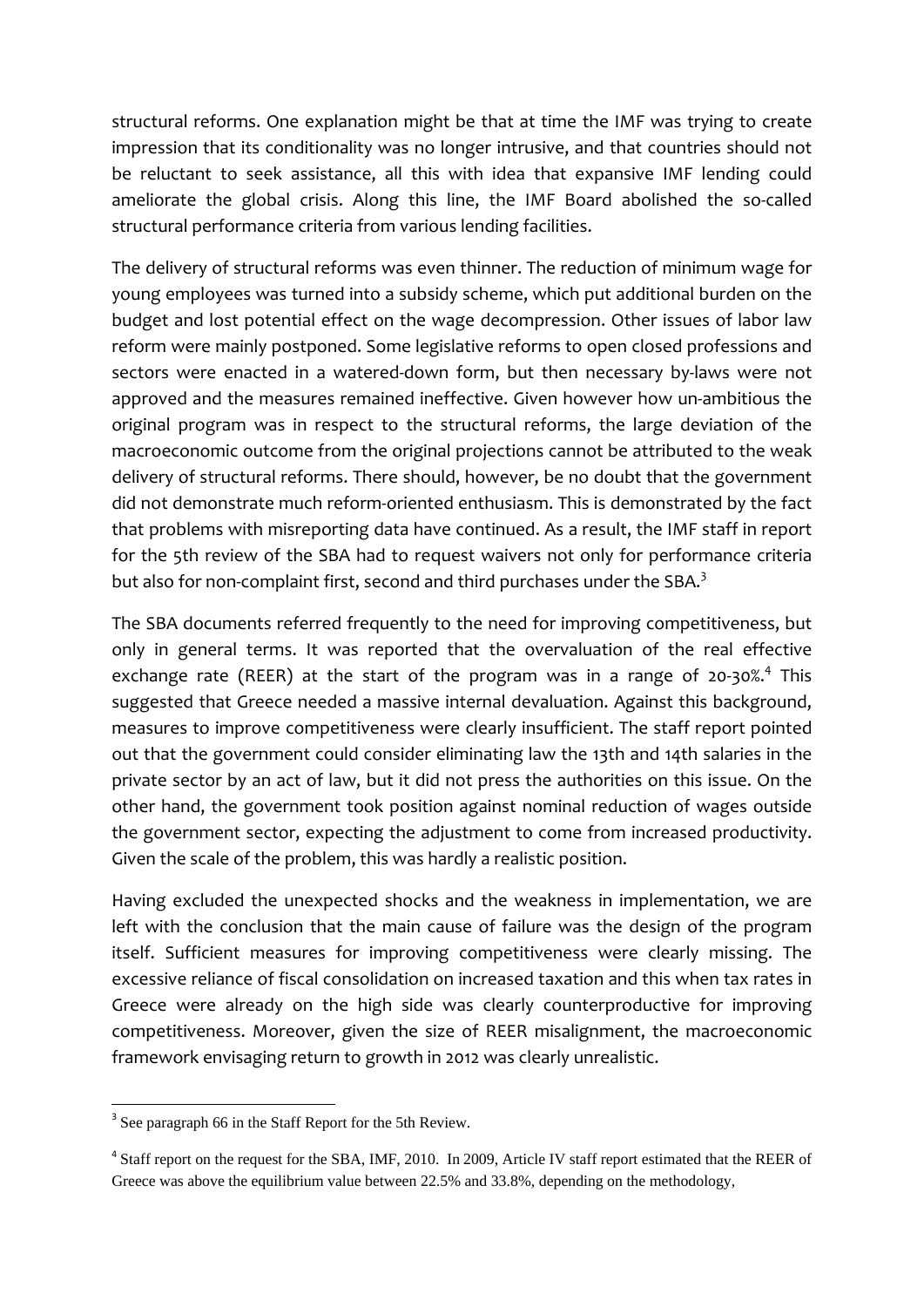structural reforms. One explanation might be that at time the IMF was trying to create impression that its conditionality was no longer intrusive, and that countries should not be reluctant to seek assistance, all this with idea that expansive IMF lending could ameliorate the global crisis. Along this line, the IMF Board abolished the so-called structural performance criteria from various lending facilities.

The delivery of structural reforms was even thinner. The reduction of minimum wage for young employees was turned into a subsidy scheme, which put additional burden on the budget and lost potential effect on the wage decompression. Other issues of labor law reform were mainly postponed. Some legislative reforms to open closed professions and sectors were enacted in a watered-down form, but then necessary by-laws were not approved and the measures remained ineffective. Given however how un-ambitious the original program was in respect to the structural reforms, the large deviation of the macroeconomic outcome from the original projections cannot be attributed to the weak delivery of structural reforms. There should, however, be no doubt that the government did not demonstrate much reform-oriented enthusiasm. This is demonstrated by the fact that problems with misreporting data have continued. As a result, the IMF staff in report for the 5th review of the SBA had to request waivers not only for performance criteria but also for non-complaint first, second and third purchases under the SBA.[3]

The SBA documents referred frequently to the need for improving competitiveness, but only in general terms. It was reported that the overvaluation of the real effective exchange rate (REER) at the start of the program was in a range of 20-30%.[4] This suggested that Greece needed a massive internal devaluation. Against this background, measures to improve competitiveness were clearly insufficient. The staff report pointed out that the government could consider eliminating law the 13th and 14th salaries in the private sector by an act of law, but it did not press the authorities on this issue. On the other hand, the government took position against nominal reduction of wages outside the government sector, expecting the adjustment to come from increased productivity. Given the scale of the problem, this was hardly a realistic position.

Having excluded the unexpected shocks and the weakness in implementation, we are left with the conclusion that the main cause of failure was the design of the program itself. Sufficient measures for improving competitiveness were clearly missing. The excessive reliance of fiscal consolidation on increased taxation and this when tax rates in Greece were already on the high side was clearly counterproductive for improving competitiveness. Moreover, given the size of REER misalignment, the macroeconomic framework envisaging return to growth in 2012 was clearly unrealistic.

---

[3] See paragraph 66 in the Staff Report for the 5th Review.

[4] Staff report on the request for the SBA, IMF, 2010. In 2009, Article IV staff report estimated that the REER of Greece was above the equilibrium value between 22.5% and 33.8%, depending on the methodology,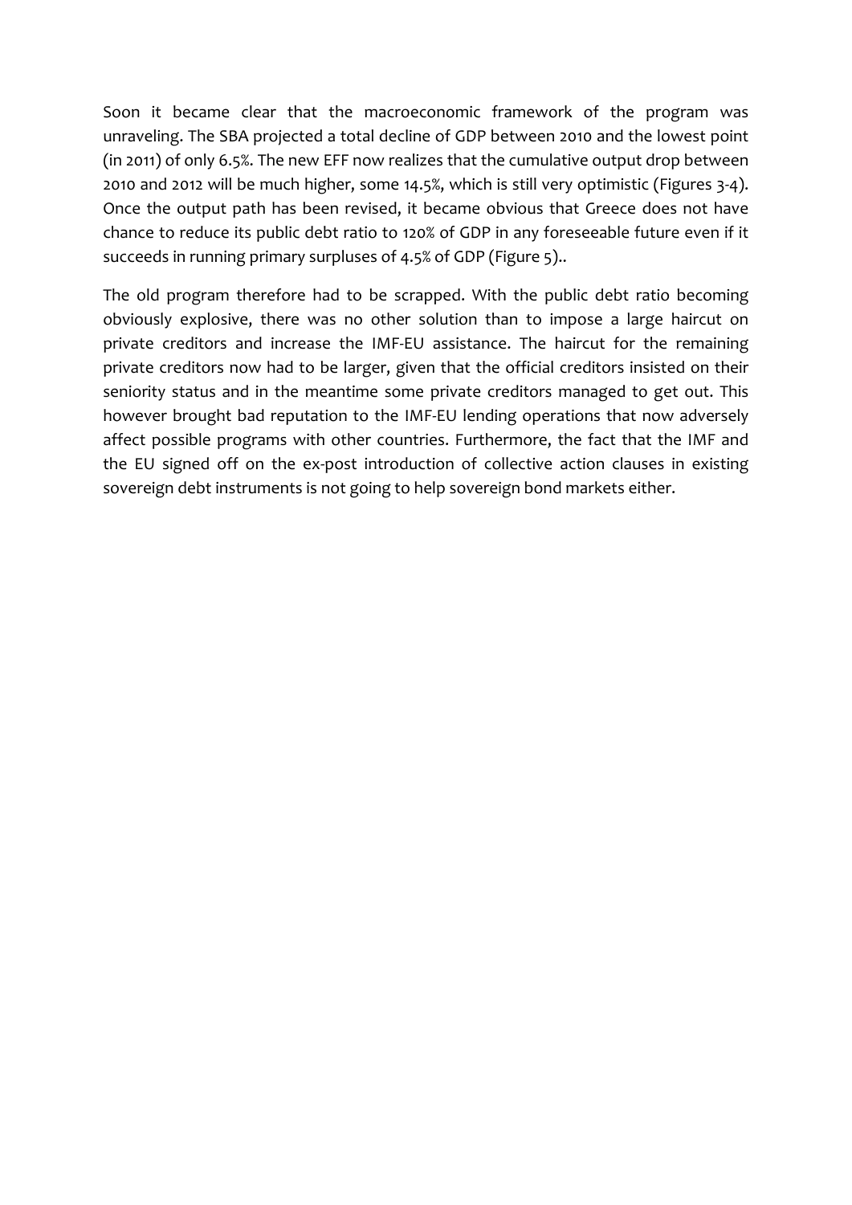Soon it became clear that the macroeconomic framework of the program was unraveling. The SBA projected a total decline of GDP between 2010 and the lowest point (in 2011) of only 6.5%. The new EFF now realizes that the cumulative output drop between 2010 and 2012 will be much higher, some 14.5%, which is still very optimistic (Figures 3-4). Once the output path has been revised, it became obvious that Greece does not have chance to reduce its public debt ratio to 120% of GDP in any foreseeable future even if it succeeds in running primary surpluses of 4.5% of GDP (Figure 5)..

The old program therefore had to be scrapped. With the public debt ratio becoming obviously explosive, there was no other solution than to impose a large haircut on private creditors and increase the IMF-EU assistance. The haircut for the remaining private creditors now had to be larger, given that the official creditors insisted on their seniority status and in the meantime some private creditors managed to get out. This however brought bad reputation to the IMF-EU lending operations that now adversely affect possible programs with other countries. Furthermore, the fact that the IMF and the EU signed off on the ex-post introduction of collective action clauses in existing sovereign debt instruments is not going to help sovereign bond markets either.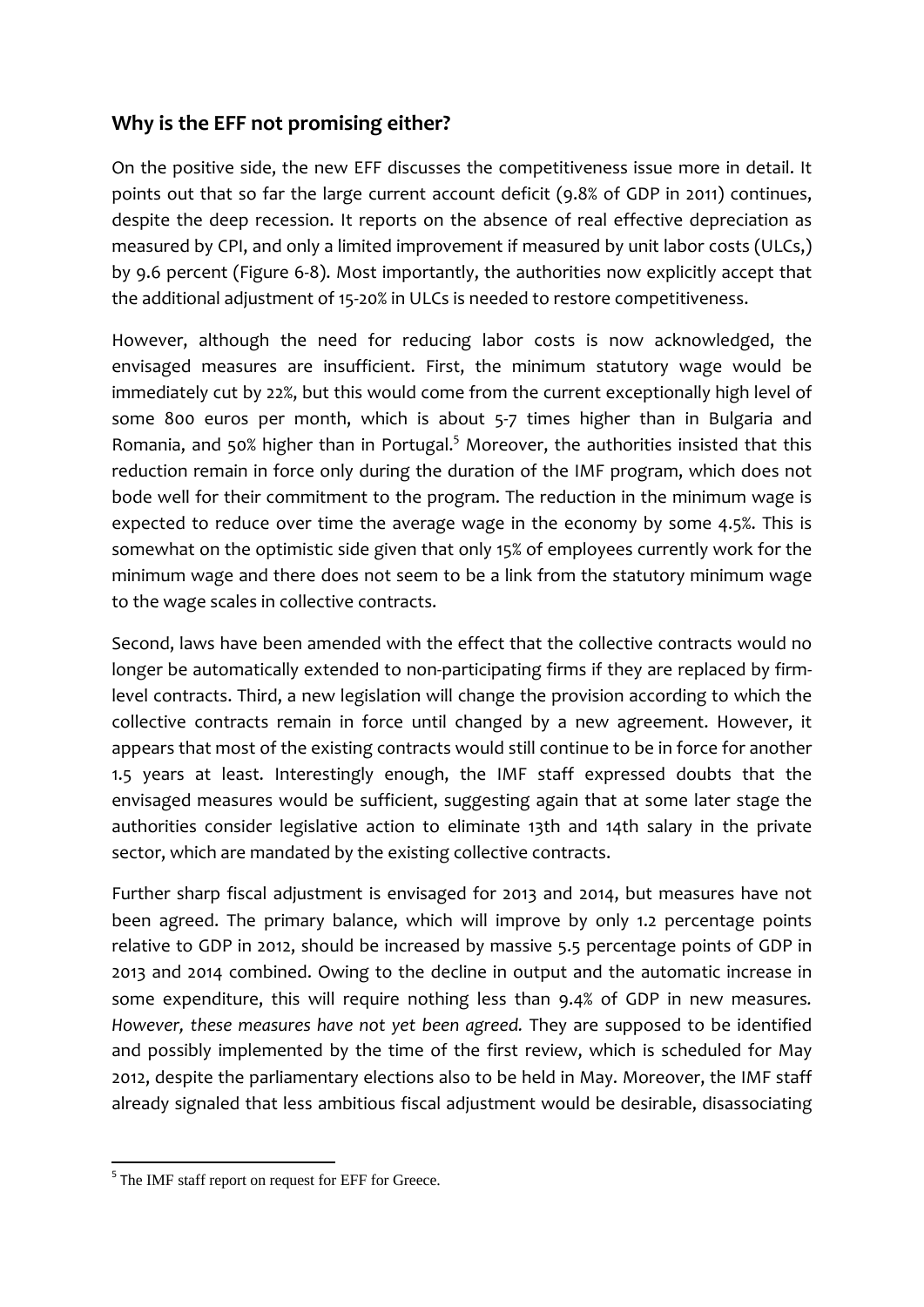## Why is the EFF not promising either?

On the positive side, the new EFF discusses the competitiveness issue more in detail. It points out that so far the large current account deficit (9.8% of GDP in 2011) continues, despite the deep recession. It reports on the absence of real effective depreciation as measured by CPI, and only a limited improvement if measured by unit labor costs (ULCs,) by 9.6 percent (Figure 6-8). Most importantly, the authorities now explicitly accept that the additional adjustment of 15-20% in ULCs is needed to restore competitiveness.

However, although the need for reducing labor costs is now acknowledged, the envisaged measures are insufficient. First, the minimum statutory wage would be immediately cut by 22%, but this would come from the current exceptionally high level of some 800 euros per month, which is about 5-7 times higher than in Bulgaria and Romania, and 50% higher than in Portugal.[5] Moreover, the authorities insisted that this reduction remain in force only during the duration of the IMF program, which does not bode well for their commitment to the program. The reduction in the minimum wage is expected to reduce over time the average wage in the economy by some 4.5%. This is somewhat on the optimistic side given that only 15% of employees currently work for the minimum wage and there does not seem to be a link from the statutory minimum wage to the wage scales in collective contracts.

Second, laws have been amended with the effect that the collective contracts would no longer be automatically extended to non-participating firms if they are replaced by firm-level contracts. Third, a new legislation will change the provision according to which the collective contracts remain in force until changed by a new agreement. However, it appears that most of the existing contracts would still continue to be in force for another 1.5 years at least. Interestingly enough, the IMF staff expressed doubts that the envisaged measures would be sufficient, suggesting again that at some later stage the authorities consider legislative action to eliminate 13th and 14th salary in the private sector, which are mandated by the existing collective contracts.

Further sharp fiscal adjustment is envisaged for 2013 and 2014, but measures have not been agreed. The primary balance, which will improve by only 1.2 percentage points relative to GDP in 2012, should be increased by massive 5.5 percentage points of GDP in 2013 and 2014 combined. Owing to the decline in output and the automatic increase in some expenditure, this will require nothing less than 9.4% of GDP in new measures. *However, these measures have not yet been agreed.* They are supposed to be identified and possibly implemented by the time of the first review, which is scheduled for May 2012, despite the parliamentary elections also to be held in May. Moreover, the IMF staff already signaled that less ambitious fiscal adjustment would be desirable, disassociating

---

[5] The IMF staff report on request for EFF for Greece.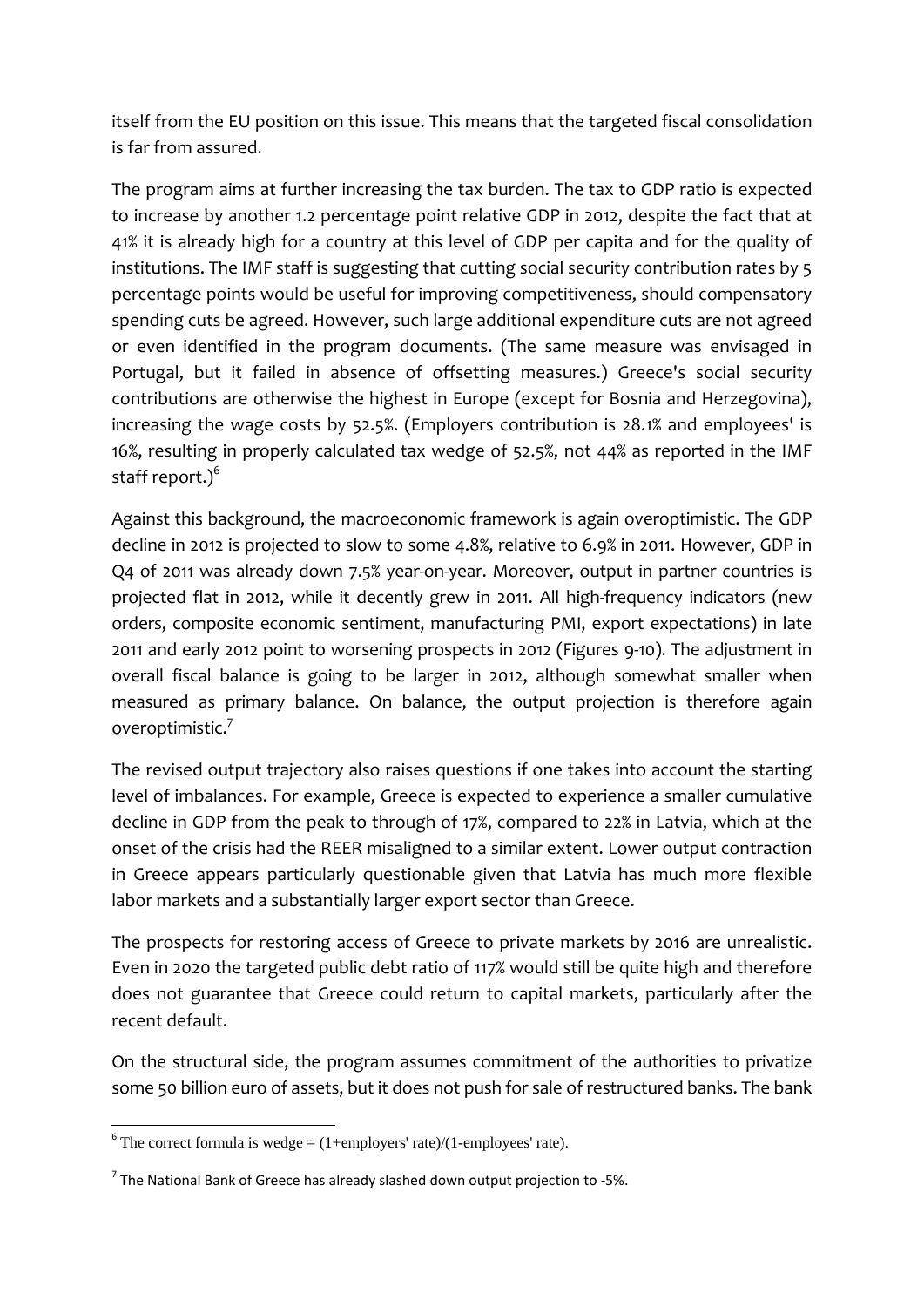itself from the EU position on this issue. This means that the targeted fiscal consolidation is far from assured.

The program aims at further increasing the tax burden. The tax to GDP ratio is expected to increase by another 1.2 percentage point relative GDP in 2012, despite the fact that at 41% it is already high for a country at this level of GDP per capita and for the quality of institutions. The IMF staff is suggesting that cutting social security contribution rates by 5 percentage points would be useful for improving competitiveness, should compensatory spending cuts be agreed. However, such large additional expenditure cuts are not agreed or even identified in the program documents. (The same measure was envisaged in Portugal, but it failed in absence of offsetting measures.) Greece's social security contributions are otherwise the highest in Europe (except for Bosnia and Herzegovina), increasing the wage costs by 52.5%. (Employers contribution is 28.1% and employees' is 16%, resulting in properly calculated tax wedge of 52.5%, not 44% as reported in the IMF staff report.)[6]

Against this background, the macroeconomic framework is again overoptimistic. The GDP decline in 2012 is projected to slow to some 4.8%, relative to 6.9% in 2011. However, GDP in Q4 of 2011 was already down 7.5% year-on-year. Moreover, output in partner countries is projected flat in 2012, while it decently grew in 2011. All high-frequency indicators (new orders, composite economic sentiment, manufacturing PMI, export expectations) in late 2011 and early 2012 point to worsening prospects in 2012 (Figures 9-10). The adjustment in overall fiscal balance is going to be larger in 2012, although somewhat smaller when measured as primary balance. On balance, the output projection is therefore again overoptimistic.[7]

The revised output trajectory also raises questions if one takes into account the starting level of imbalances. For example, Greece is expected to experience a smaller cumulative decline in GDP from the peak to through of 17%, compared to 22% in Latvia, which at the onset of the crisis had the REER misaligned to a similar extent. Lower output contraction in Greece appears particularly questionable given that Latvia has much more flexible labor markets and a substantially larger export sector than Greece.

The prospects for restoring access of Greece to private markets by 2016 are unrealistic. Even in 2020 the targeted public debt ratio of 117% would still be quite high and therefore does not guarantee that Greece could return to capital markets, particularly after the recent default.

On the structural side, the program assumes commitment of the authorities to privatize some 50 billion euro of assets, but it does not push for sale of restructured banks. The bank

---

[6] The correct formula is wedge = (1+employers' rate)/(1-employees' rate).

[7] The National Bank of Greece has already slashed down output projection to -5%.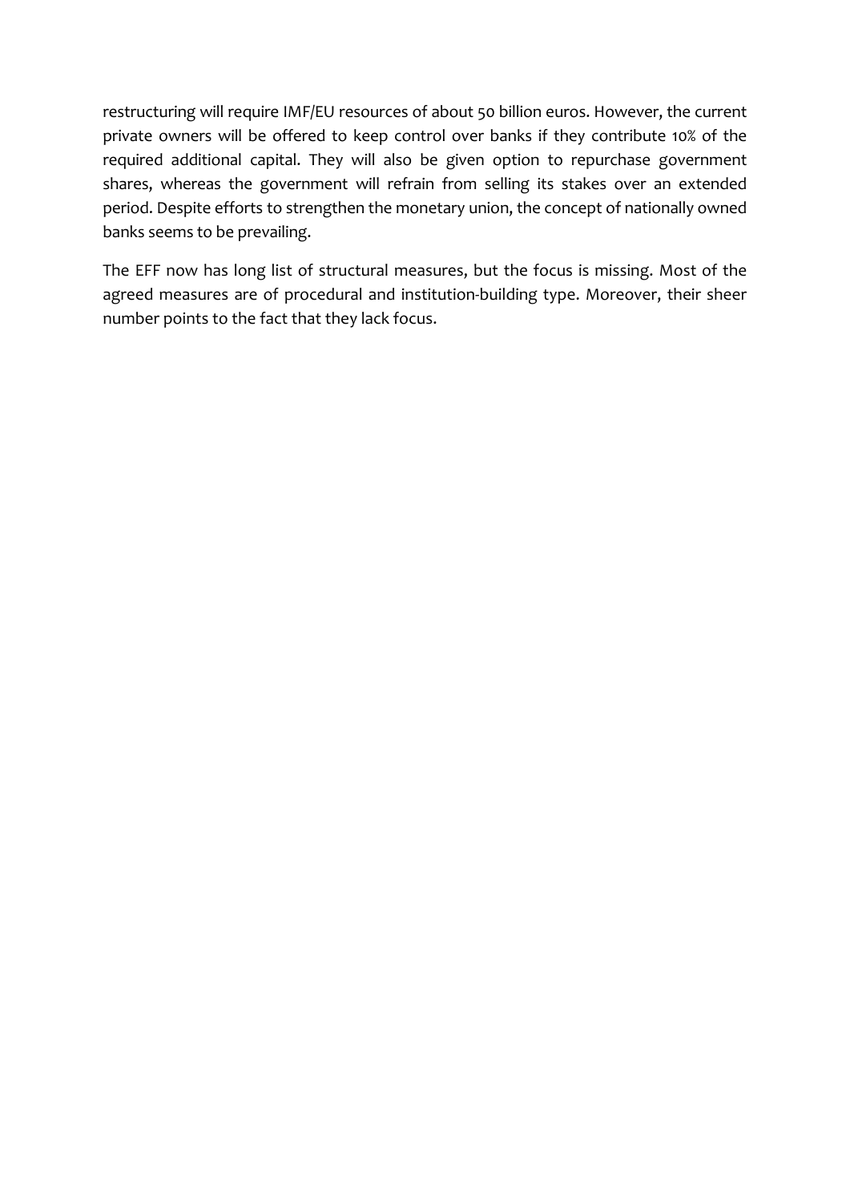restructuring will require IMF/EU resources of about 50 billion euros. However, the current private owners will be offered to keep control over banks if they contribute 10% of the required additional capital. They will also be given option to repurchase government shares, whereas the government will refrain from selling its stakes over an extended period. Despite efforts to strengthen the monetary union, the concept of nationally owned banks seems to be prevailing.

The EFF now has long list of structural measures, but the focus is missing. Most of the agreed measures are of procedural and institution-building type. Moreover, their sheer number points to the fact that they lack focus.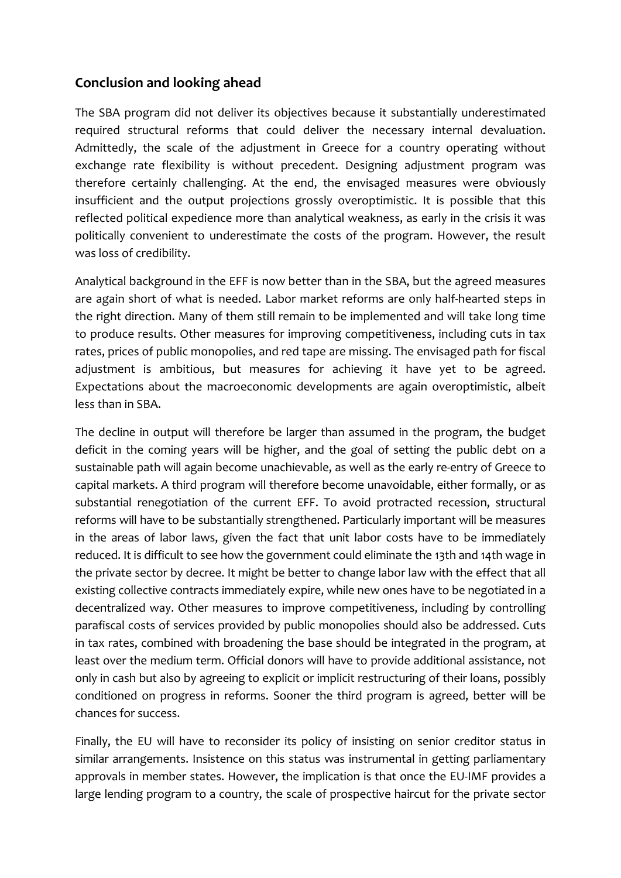## Conclusion and looking ahead

The SBA program did not deliver its objectives because it substantially underestimated required structural reforms that could deliver the necessary internal devaluation. Admittedly, the scale of the adjustment in Greece for a country operating without exchange rate flexibility is without precedent. Designing adjustment program was therefore certainly challenging. At the end, the envisaged measures were obviously insufficient and the output projections grossly overoptimistic. It is possible that this reflected political expedience more than analytical weakness, as early in the crisis it was politically convenient to underestimate the costs of the program. However, the result was loss of credibility.

Analytical background in the EFF is now better than in the SBA, but the agreed measures are again short of what is needed. Labor market reforms are only half-hearted steps in the right direction. Many of them still remain to be implemented and will take long time to produce results. Other measures for improving competitiveness, including cuts in tax rates, prices of public monopolies, and red tape are missing. The envisaged path for fiscal adjustment is ambitious, but measures for achieving it have yet to be agreed. Expectations about the macroeconomic developments are again overoptimistic, albeit less than in SBA.

The decline in output will therefore be larger than assumed in the program, the budget deficit in the coming years will be higher, and the goal of setting the public debt on a sustainable path will again become unachievable, as well as the early re-entry of Greece to capital markets. A third program will therefore become unavoidable, either formally, or as substantial renegotiation of the current EFF. To avoid protracted recession, structural reforms will have to be substantially strengthened. Particularly important will be measures in the areas of labor laws, given the fact that unit labor costs have to be immediately reduced. It is difficult to see how the government could eliminate the 13th and 14th wage in the private sector by decree. It might be better to change labor law with the effect that all existing collective contracts immediately expire, while new ones have to be negotiated in a decentralized way. Other measures to improve competitiveness, including by controlling parafiscal costs of services provided by public monopolies should also be addressed. Cuts in tax rates, combined with broadening the base should be integrated in the program, at least over the medium term. Official donors will have to provide additional assistance, not only in cash but also by agreeing to explicit or implicit restructuring of their loans, possibly conditioned on progress in reforms. Sooner the third program is agreed, better will be chances for success.

Finally, the EU will have to reconsider its policy of insisting on senior creditor status in similar arrangements. Insistence on this status was instrumental in getting parliamentary approvals in member states. However, the implication is that once the EU-IMF provides a large lending program to a country, the scale of prospective haircut for the private sector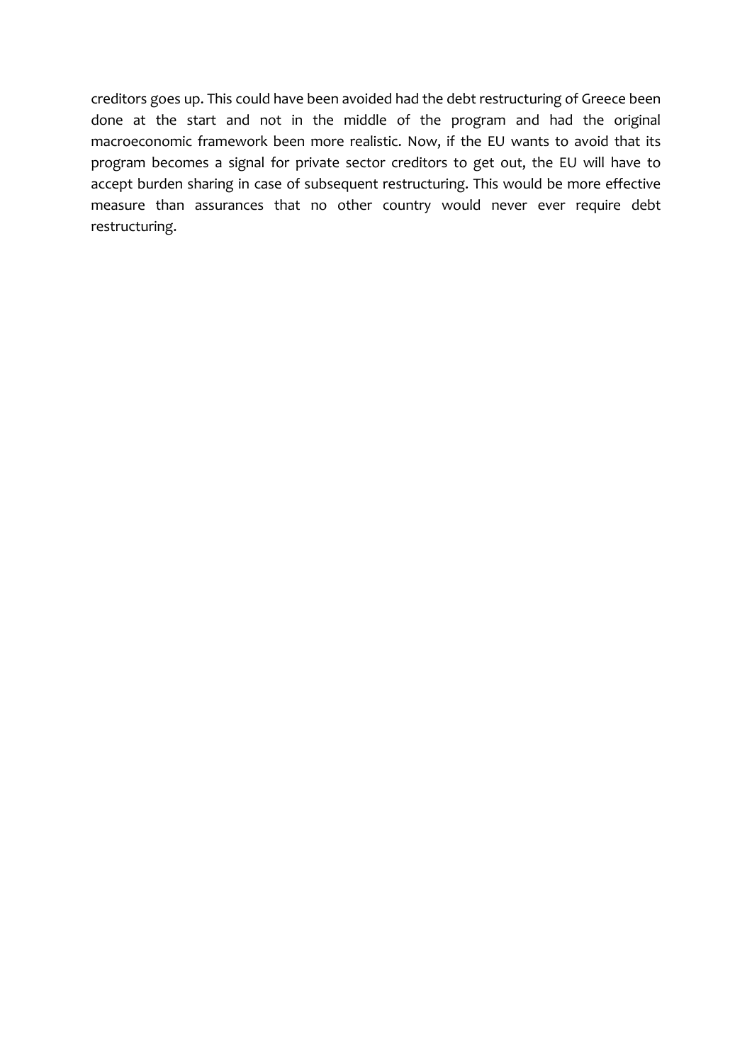creditors goes up. This could have been avoided had the debt restructuring of Greece been done at the start and not in the middle of the program and had the original macroeconomic framework been more realistic. Now, if the EU wants to avoid that its program becomes a signal for private sector creditors to get out, the EU will have to accept burden sharing in case of subsequent restructuring. This would be more effective measure than assurances that no other country would never ever require debt restructuring.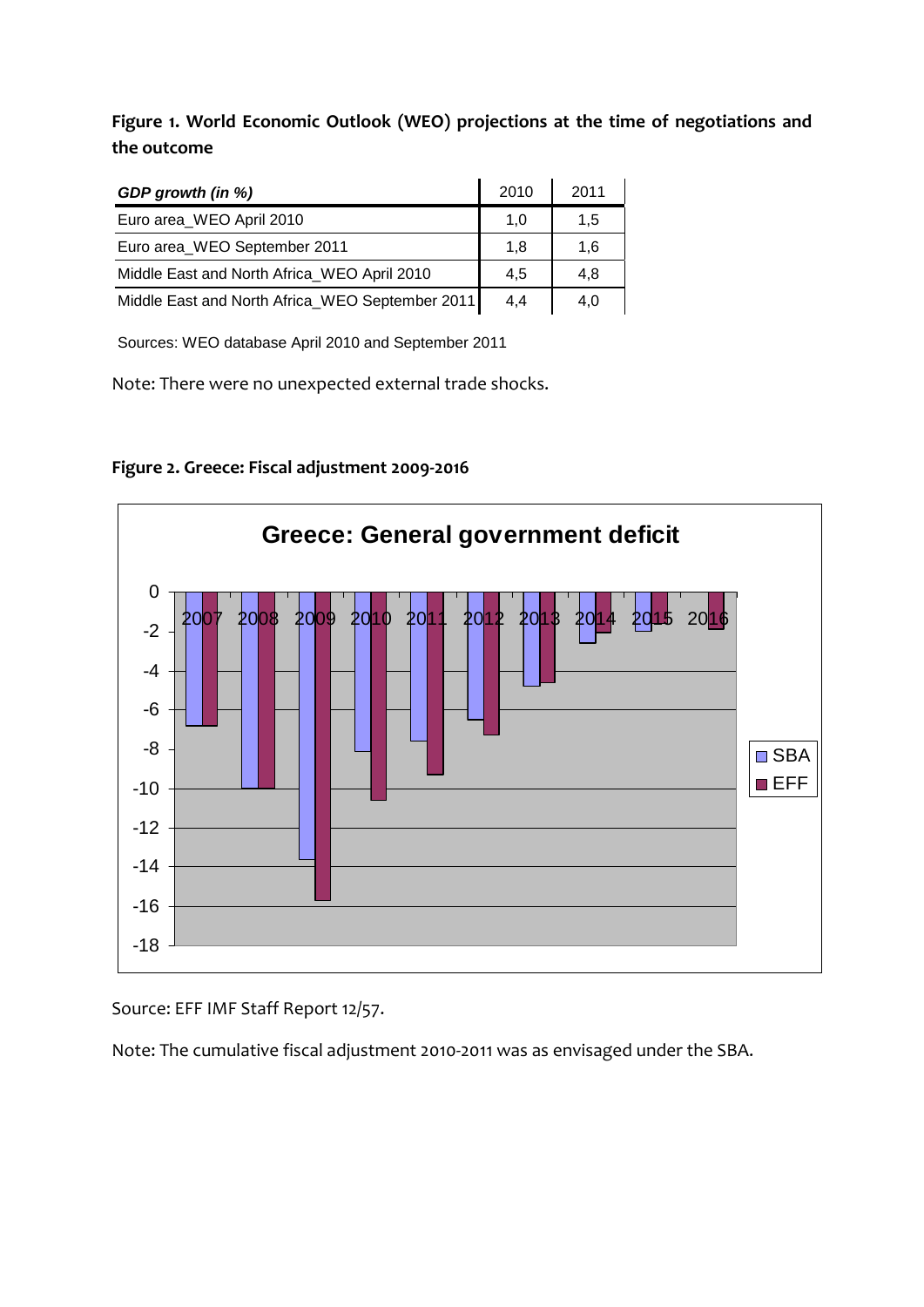**Figure 1. World Economic Outlook (WEO) projections at the time of negotiations and the outcome**

| *GDP growth (in %)* | 2010 | 2011 |
| --- | --- | --- |
| Euro area_WEO April 2010 | 1,0 | 1,5 |
| Euro area_WEO September 2011 | 1,8 | 1,6 |
| Middle East and North Africa_WEO April 2010 | 4,5 | 4,8 |
| Middle East and North Africa_WEO September 2011 | 4,4 | 4,0 |

Sources: WEO database April 2010 and September 2011

Note: There were no unexpected external trade shocks.

**Figure 2. Greece: Fiscal adjustment 2009-2016**

Greece: General government deficit

Source: EFF IMF Staff Report 12/57.

Note: The cumulative fiscal adjustment 2010-2011 was as envisaged under the SBA.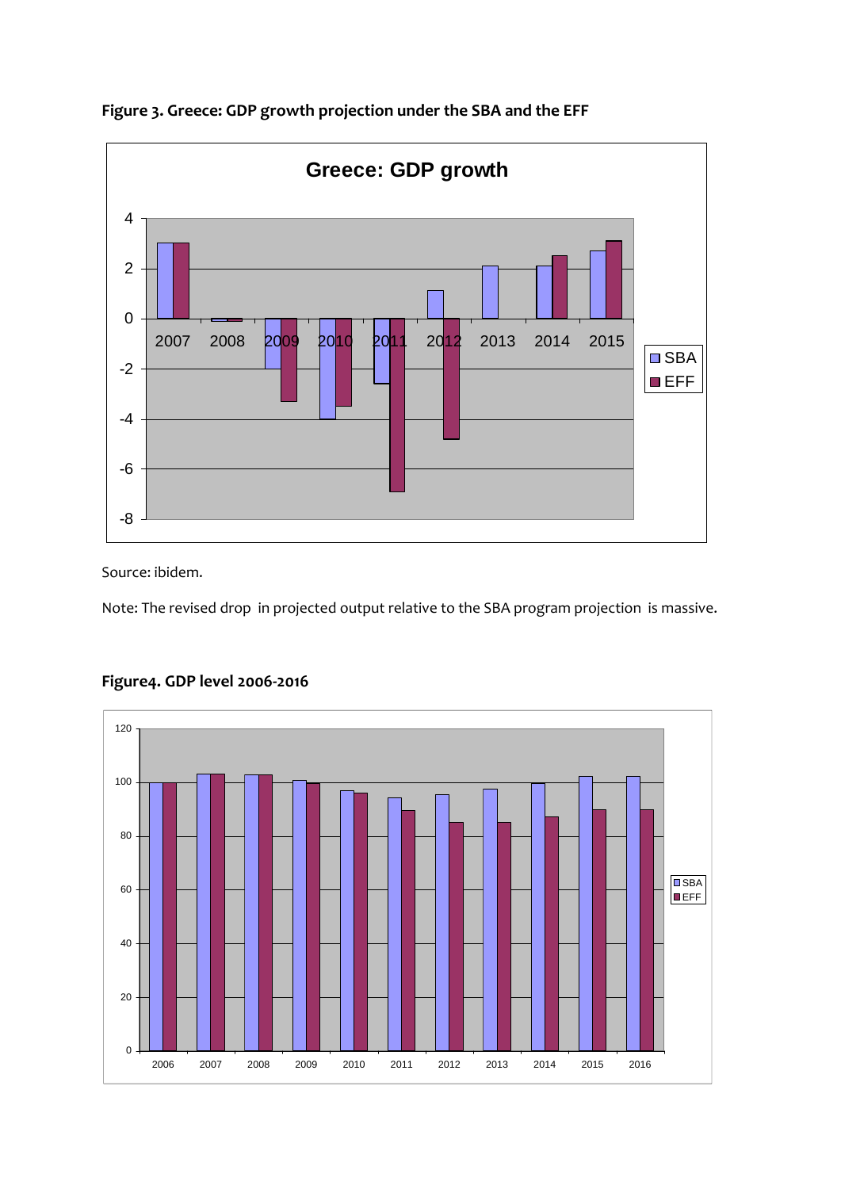**Figure 3. Greece: GDP growth projection under the SBA and the EFF**

Source: ibidem.

Note: The revised drop in projected output relative to the SBA program projection is massive.

**Figure4. GDP level 2006-2016**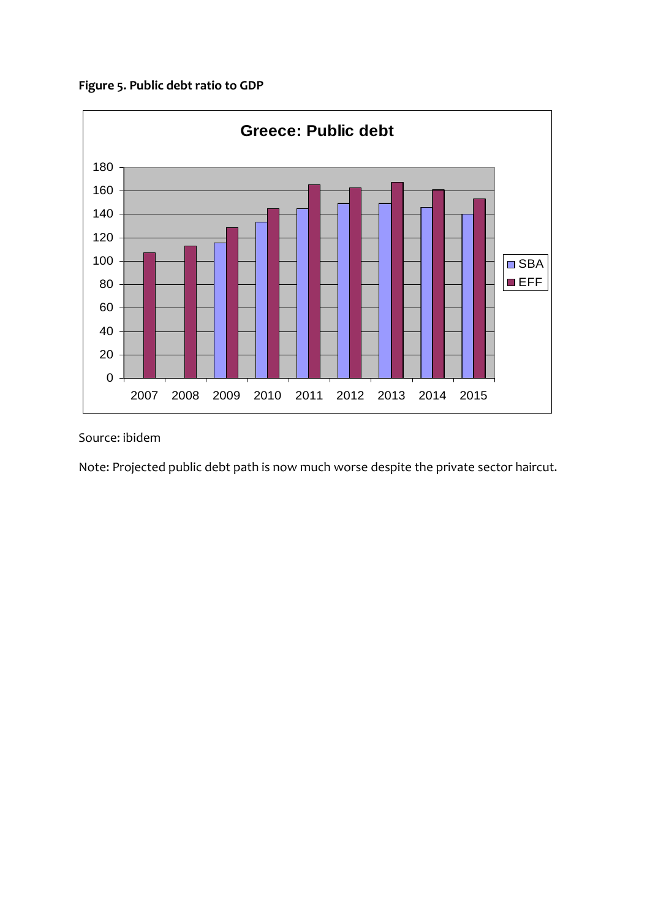**Figure 5. Public debt ratio to GDP**

Source: ibidem

Note: Projected public debt path is now much worse despite the private sector haircut.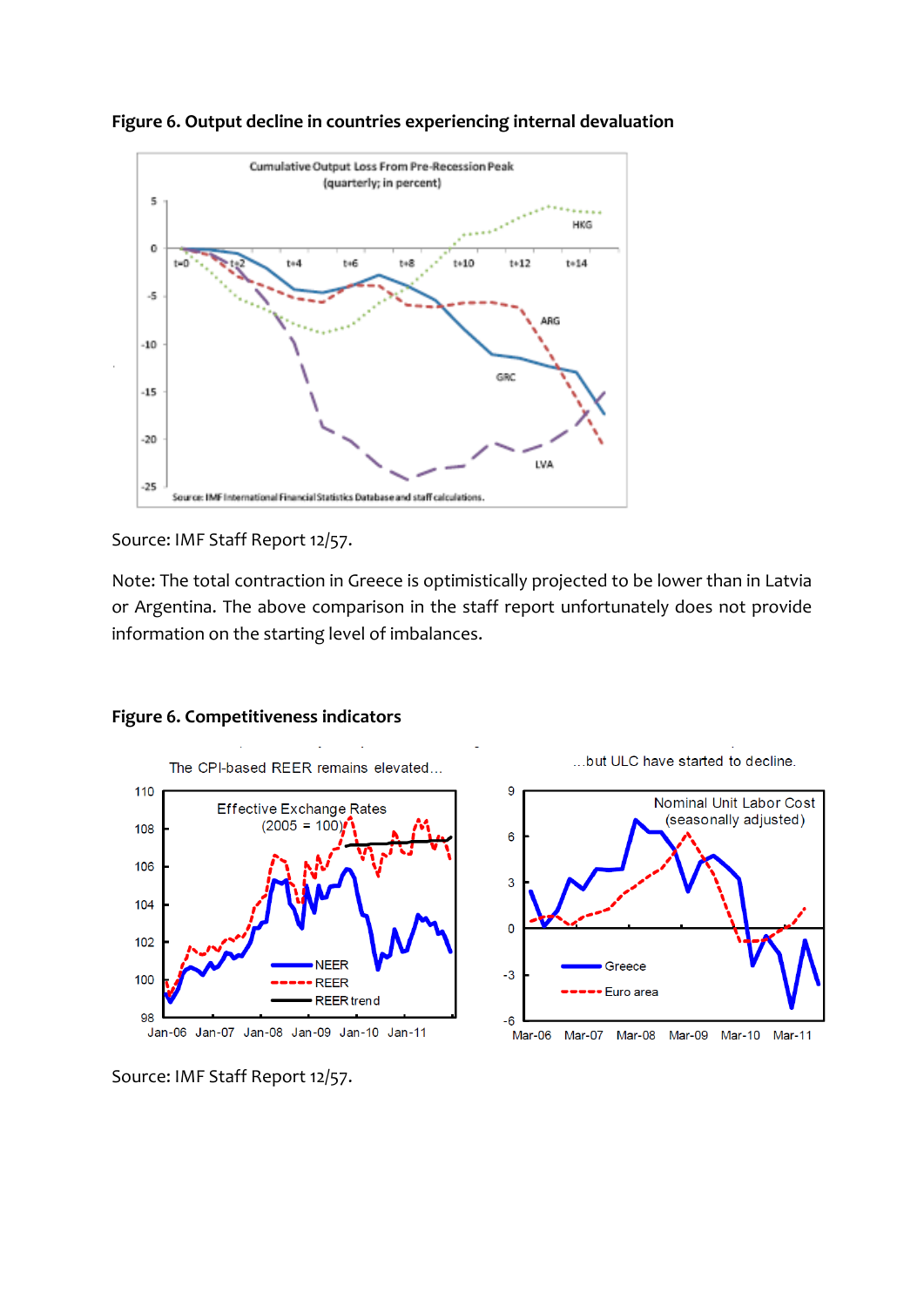**Figure 6. Output decline in countries experiencing internal devaluation**

Source: IMF Staff Report 12/57.

Note: The total contraction in Greece is optimistically projected to be lower than in Latvia or Argentina. The above comparison in the staff report unfortunately does not provide information on the starting level of imbalances.

**Figure 6. Competitiveness indicators**

Source: IMF Staff Report 12/57.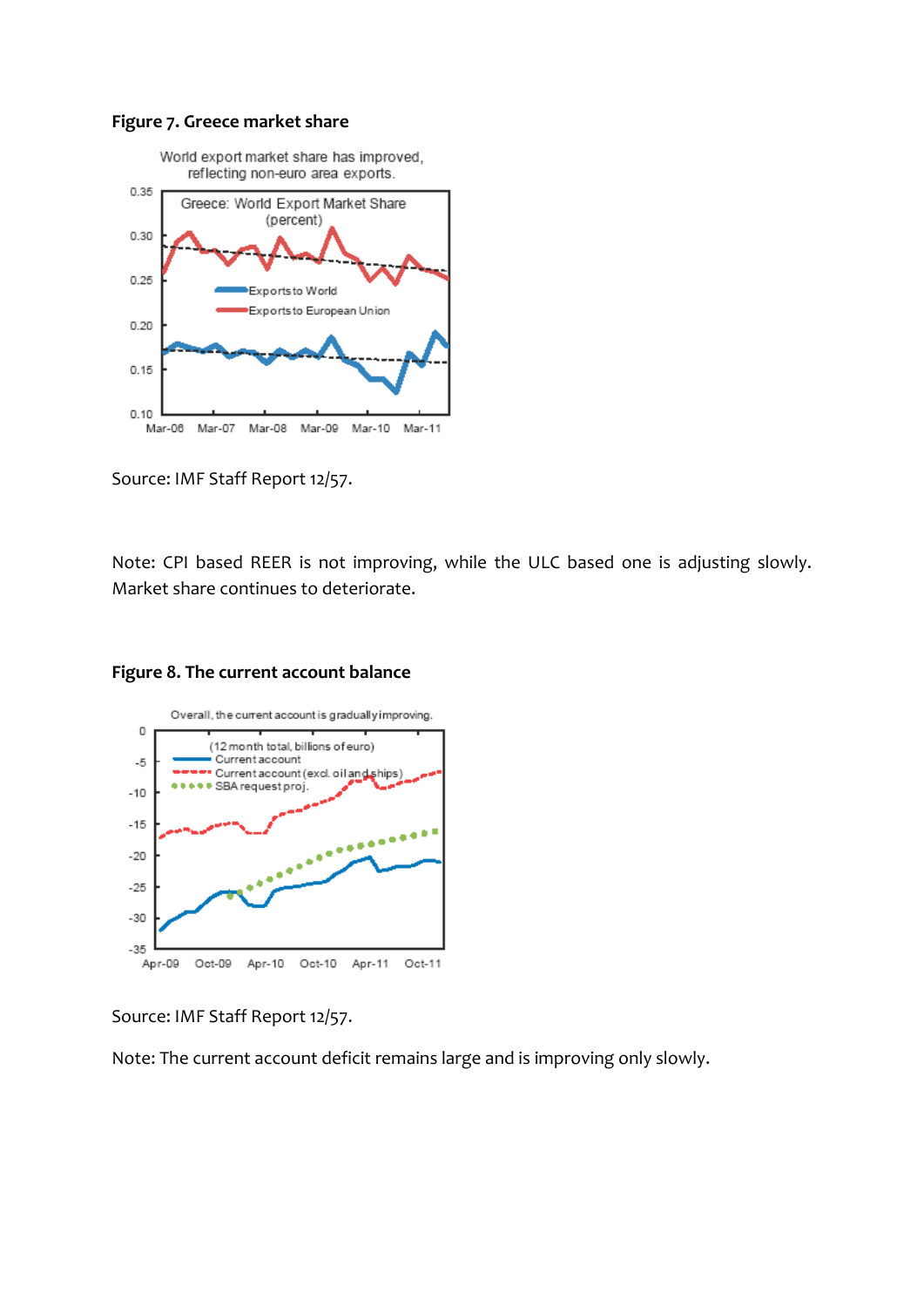**Figure 7. Greece market share**

Source: IMF Staff Report 12/57.

Note: CPI based REER is not improving, while the ULC based one is adjusting slowly. Market share continues to deteriorate.

**Figure 8. The current account balance**

Source: IMF Staff Report 12/57.

Note: The current account deficit remains large and is improving only slowly.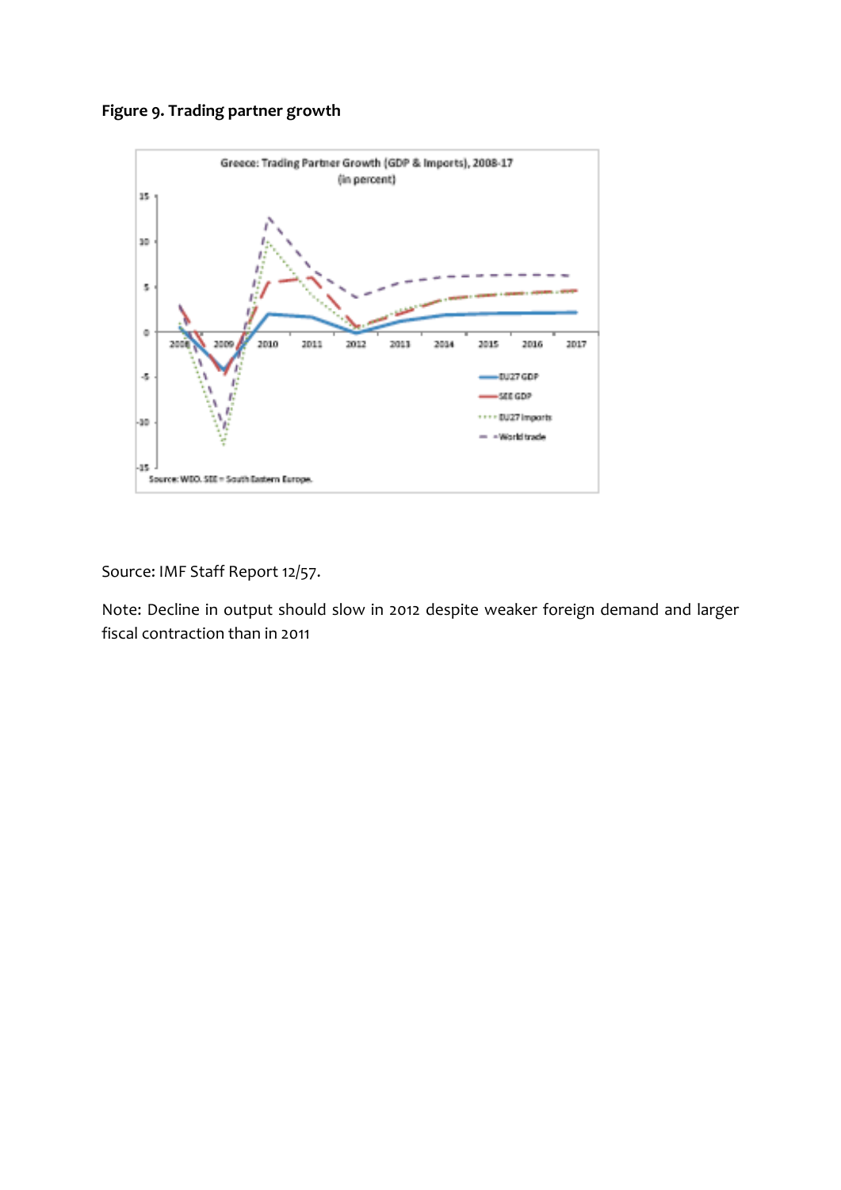**Figure 9. Trading partner growth**

Source: IMF Staff Report 12/57.

Note: Decline in output should slow in 2012 despite weaker foreign demand and larger fiscal contraction than in 2011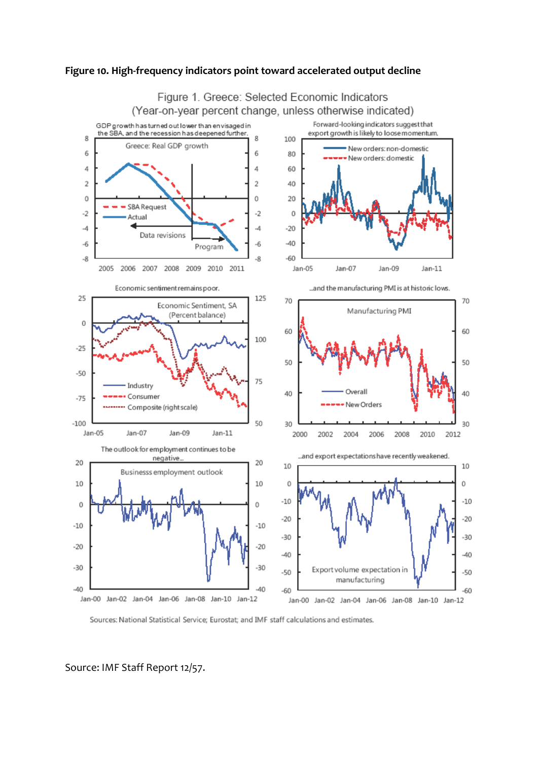**Figure 10. High-frequency indicators point toward accelerated output decline**

Source: IMF Staff Report 12/57.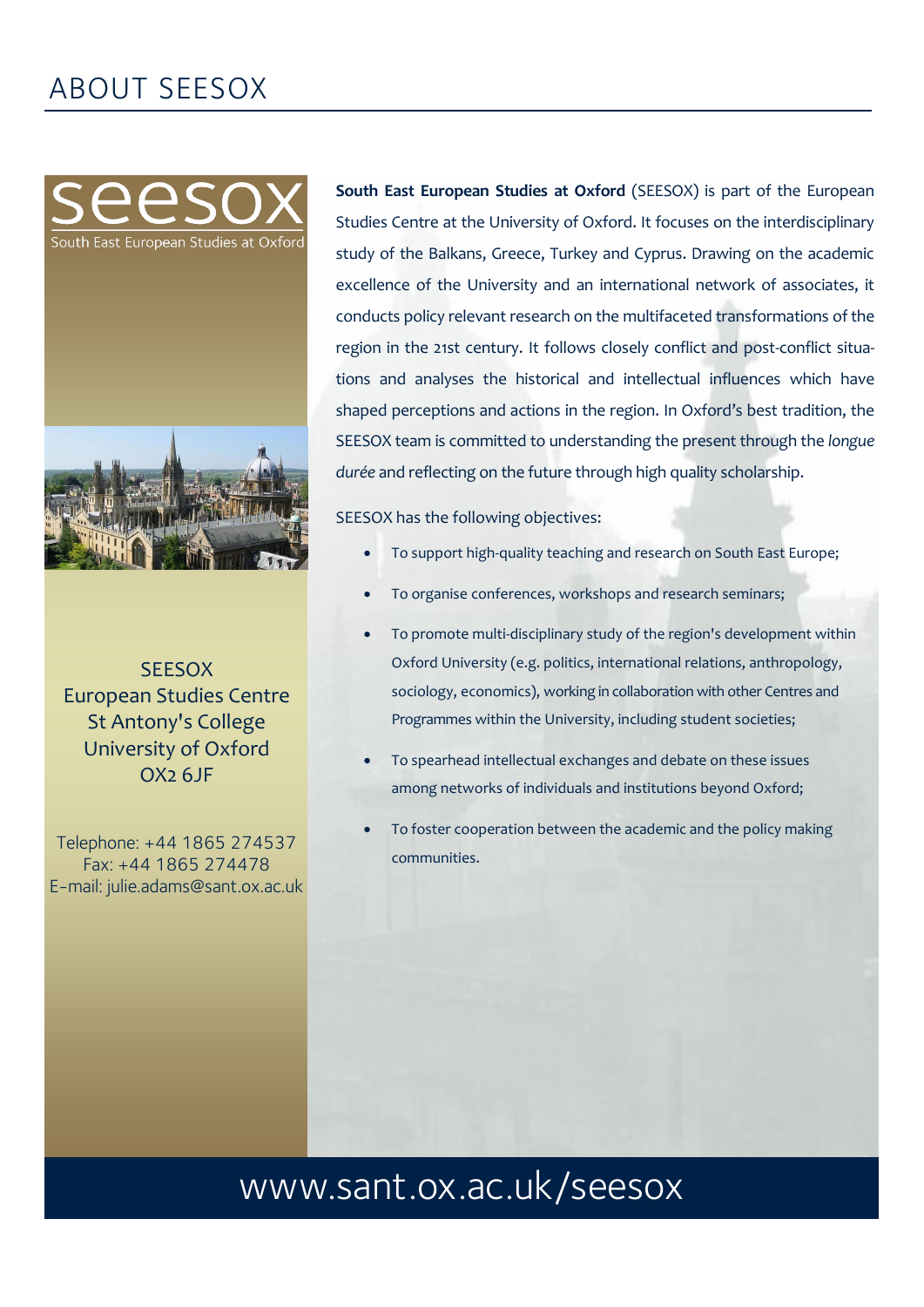# ABOUT SEESOX

seesox
South East European Studies at Oxford

SEESOX
European Studies Centre
St Antony's College
University of Oxford
OX2 6JF

Telephone: +44 1865 274537
Fax: +44 1865 274478
E-mail: julie.adams@sant.ox.ac.uk

**South East European Studies at Oxford** (SEESOX) is part of the European Studies Centre at the University of Oxford. It focuses on the interdisciplinary study of the Balkans, Greece, Turkey and Cyprus. Drawing on the academic excellence of the University and an international network of associates, it conducts policy relevant research on the multifaceted transformations of the region in the 21st century. It follows closely conflict and post-conflict situations and analyses the historical and intellectual influences which have shaped perceptions and actions in the region. In Oxford's best tradition, the SEESOX team is committed to understanding the present through the *longue durée* and reflecting on the future through high quality scholarship.

SEESOX has the following objectives:

- To support high-quality teaching and research on South East Europe;
- To organise conferences, workshops and research seminars;
- To promote multi-disciplinary study of the region's development within Oxford University (e.g. politics, international relations, anthropology, sociology, economics), working in collaboration with other Centres and Programmes within the University, including student societies;
- To spearhead intellectual exchanges and debate on these issues among networks of individuals and institutions beyond Oxford;
- To foster cooperation between the academic and the policy making communities.

www.sant.ox.ac.uk/seesox